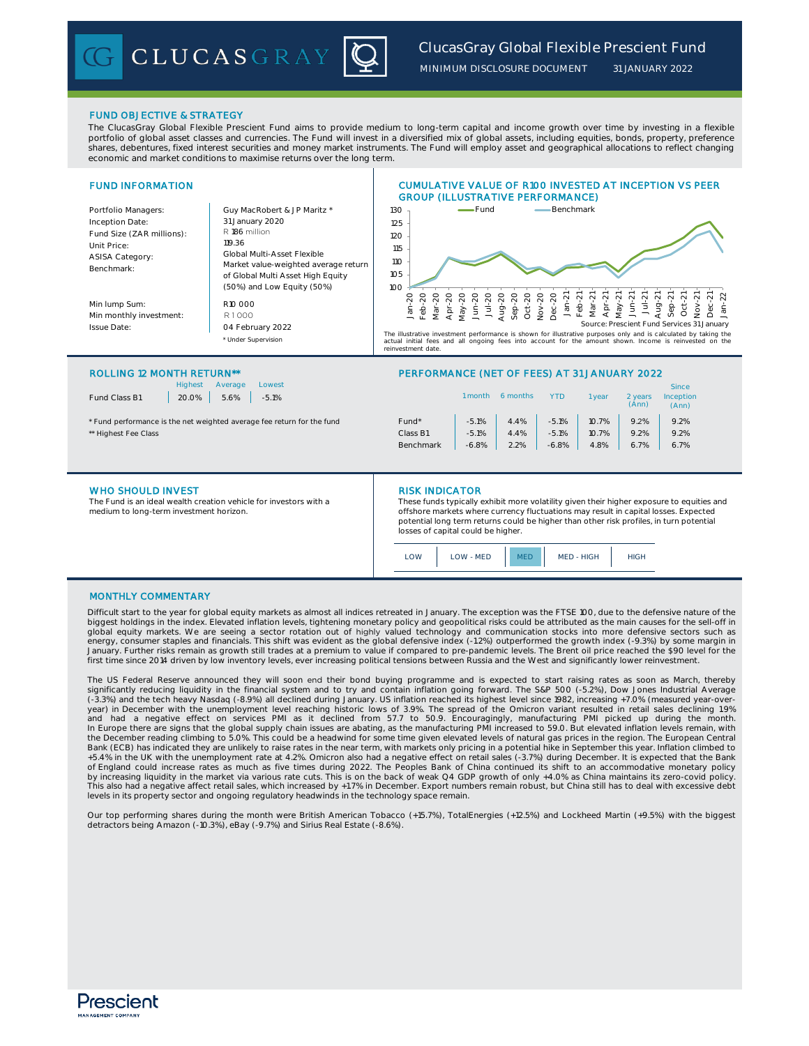# ClucasGray Global Flexible Prescient Fund

MINIMUM DISCLOSURE DOCUMENT 31 JANUARY 2022

## FUND OBJECTIVE & STRATEGY

The ClucasGray Global Flexible Prescient Fund aims to provide medium to long-term capital and income growth over time by investing in a flexible portfolio of global asset classes and currencies. The Fund will invest in a diversified mix of global assets, including equities, bonds, property, preference shares, debentures, fixed interest securities and money market instruments. The Fund will employ asset and geographical allocations to reflect changing economic and market conditions to maximise returns over the long term.

## FUND INFORMATION

| | |
|---|---|
| Portfolio Managers: | Guy MacRobert & J P Maritz * |
| Inception Date: | 31 January 2020 |
| Fund Size (ZAR millions): | R 186 million |
| Unit Price: | 119.36 |
| ASISA Category: | Global Multi-Asset Flexible |
| Benchmark: | Market value-weighted average return of Global Multi Asset High Equity (50%) and Low Equity (50%) |
| Min lump Sum: | R10 000 |
| Min monthly investment: | R 1 000 |
| Issue Date: | 04 February 2022 |

\* Under Supervision

## CUMULATIVE VALUE OF R100 INVESTED AT INCEPTION VS PEER GROUP (ILLUSTRATIVE PERFORMANCE)

Source: Prescient Fund Services 31 January

The illustrative investment performance is shown for illustrative purposes only and is calculated by taking the actual initial fees and all ongoing fees into account for the amount shown. Income is reinvested on the reinvestment date.

## ROLLING 12 MONTH RETURN**

| | Highest | Average | Lowest |
|---|---|---|---|
| Fund Class B1 | 20.0% | 5.6% | -5.1% |

\* Fund performance is the net weighted average fee return for the fund

\** Highest Fee Class

## PERFORMANCE (NET OF FEES) AT 31 JANUARY 2022

| | 1 month | 6 months | YTD | 1 year | 2 years (Ann) | Since Inception (Ann) |
|---|---|---|---|---|---|---|
| Fund* | -5.1% | 4.4% | -5.1% | 10.7% | 9.2% | 9.2% |
| Class B1 | -5.1% | 4.4% | -5.1% | 10.7% | 9.2% | 9.2% |
| Benchmark | -6.8% | 2.2% | -6.8% | 4.8% | 6.7% | 6.7% |

## WHO SHOULD INVEST

The Fund is an ideal wealth creation vehicle for investors with a medium to long-term investment horizon.

## RISK INDICATOR

These funds typically exhibit more volatility given their higher exposure to equities and offshore markets where currency fluctuations may result in capital losses. Expected potential long term returns could be higher than other risk profiles, in turn potential losses of capital could be higher.

| LOW | LOW - MED | **MED** | MED - HIGH | HIGH |
|---|---|---|---|---|

## MONTHLY COMMENTARY

Difficult start to the year for global equity markets as almost all indices retreated in January. The exception was the FTSE 100, due to the defensive nature of the biggest holdings in the index. Elevated inflation levels, tightening monetary policy and geopolitical risks could be attributed as the main causes for the sell-off in global equity markets. We are seeing a sector rotation out of highly valued technology and communication stocks into more defensive sectors such as energy, consumer staples and financials. This shift was evident as the global defensive index (-1.2%) outperformed the growth index (-9.3%) by some margin in January. Further risks remain as growth still trades at a premium to value if compared to pre-pandemic levels. The Brent oil price reached the $90 level for the first time since 2014 driven by low inventory levels, ever increasing political tensions between Russia and the West and significantly lower reinvestment.

The US Federal Reserve announced they will soon end their bond buying programme and is expected to start raising rates as soon as March, thereby significantly reducing liquidity in the financial system and to try and contain inflation going forward. The S&P 500 (-5.2%), Dow Jones Industrial Average (-3.3%) and the tech heavy Nasdaq (-8.9%) all declined during January. US inflation reached its highest level since 1982, increasing +7.0% (measured year-over-year) in December with the unemployment level reaching historic lows of 3.9%. The spread of the Omicron variant resulted in retail sales declining 1.9% and had a negative effect on services PMI as it declined from 57.7 to 50.9. Encouragingly, manufacturing PMI picked up during the month. In Europe there are signs that the global supply chain issues are abating, as the manufacturing PMI increased to 59.0. But elevated inflation levels remain, with the December reading climbing to 5.0%. This could be a headwind for some time given elevated levels of natural gas prices in the region. The European Central Bank (ECB) has indicated they are unlikely to raise rates in the near term, with markets only pricing in a potential hike in September this year. Inflation climbed to +5.4% in the UK with the unemployment rate at 4.2%. Omicron also had a negative effect on retail sales (-3.7%) during December. It is expected that the Bank of England could increase rates as much as five times during 2022. The Peoples Bank of China continued its shift to an accommodative monetary policy by increasing liquidity in the market via various rate cuts. This is on the back of weak Q4 GDP growth of only +4.0% as China maintains its zero-covid policy. This also had a negative affect retail sales, which increased by +1.7% in December. Export numbers remain robust, but China still has to deal with excessive debt levels in its property sector and ongoing regulatory headwinds in the technology space remain.

Our top performing shares during the month were British American Tobacco (+15.7%), TotalEnergies (+12.5%) and Lockheed Martin (+9.5%) with the biggest detractors being Amazon (-10.3%), eBay (-9.7%) and Sirius Real Estate (-8.6%).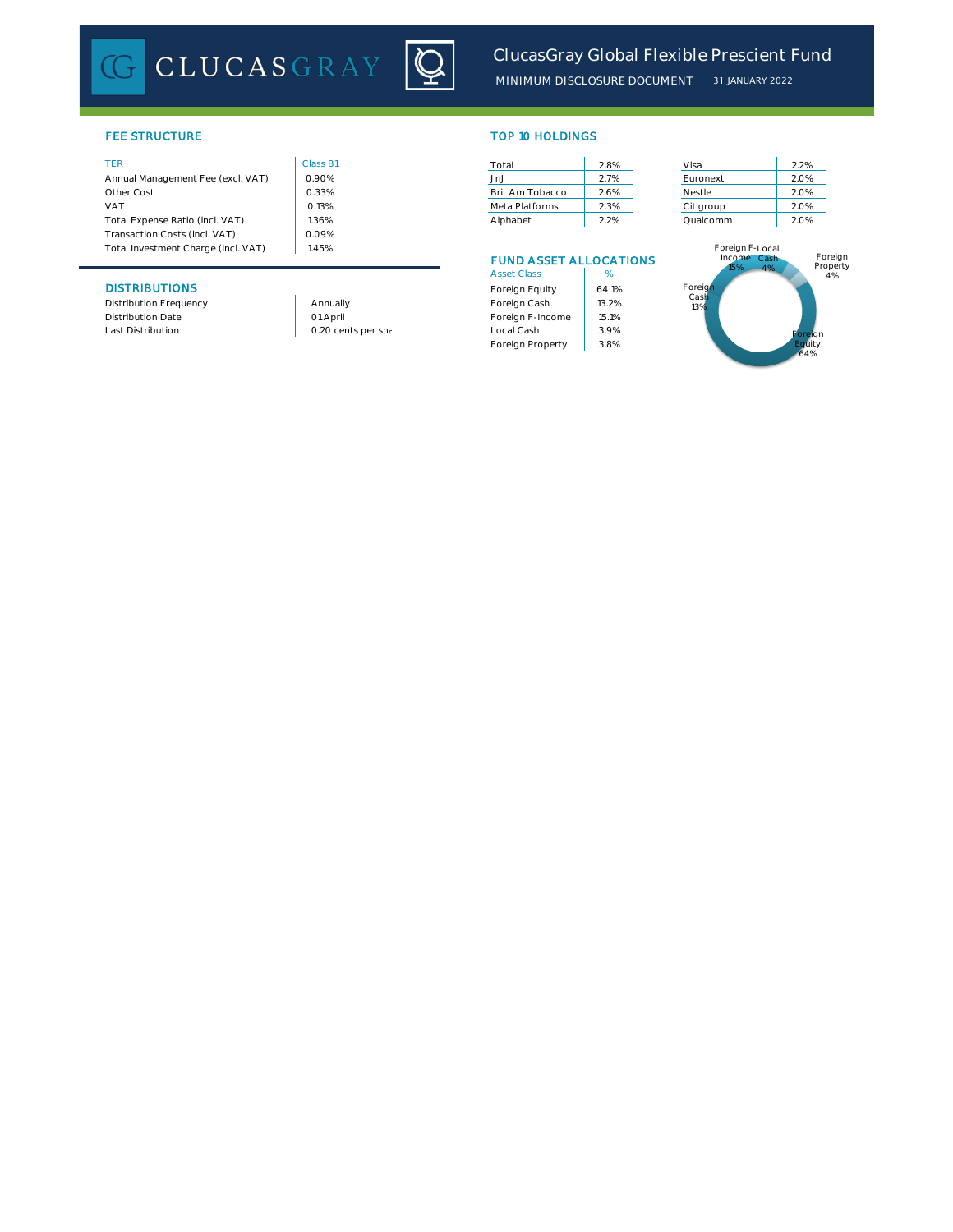# ClucasGray Global Flexible Prescient Fund

MINIMUM DISCLOSURE DOCUMENT 31 JANUARY 2022

## FEE STRUCTURE

| TER | Class B1 |
| --- | --- |
| Annual Management Fee (excl. VAT) | 0.90% |
| Other Cost | 0.33% |
| VAT | 0.13% |
| Total Expense Ratio (incl. VAT) | 1.36% |
| Transaction Costs (incl. VAT) | 0.09% |
| Total Investment Charge (incl. VAT) | 1.45% |

## DISTRIBUTIONS

| | |
| --- | --- |
| Distribution Frequency | Annually |
| Distribution Date | 01 April |
| Last Distribution | 0.20 cents per sha |

## TOP 10 HOLDINGS

| | | | |
| --- | --- | --- | --- |
| Total | 2.8% | Visa | 2.2% |
| JnJ | 2.7% | Euronext | 2.0% |
| Brit Am Tobacco | 2.6% | Nestle | 2.0% |
| Meta Platforms | 2.3% | Citigroup | 2.0% |
| Alphabet | 2.2% | Qualcomm | 2.0% |

## FUND ASSET ALLOCATIONS

| Asset Class | % |
| --- | --- |
| Foreign Equity | 64.1% |
| Foreign Cash | 13.2% |
| Foreign F-Income | 15.1% |
| Local Cash | 3.9% |
| Foreign Property | 3.8% |

Foreign Equity 64%, Foreign Cash 13%, Foreign F-Income 15%, Local Cash 4%, Foreign Property 4%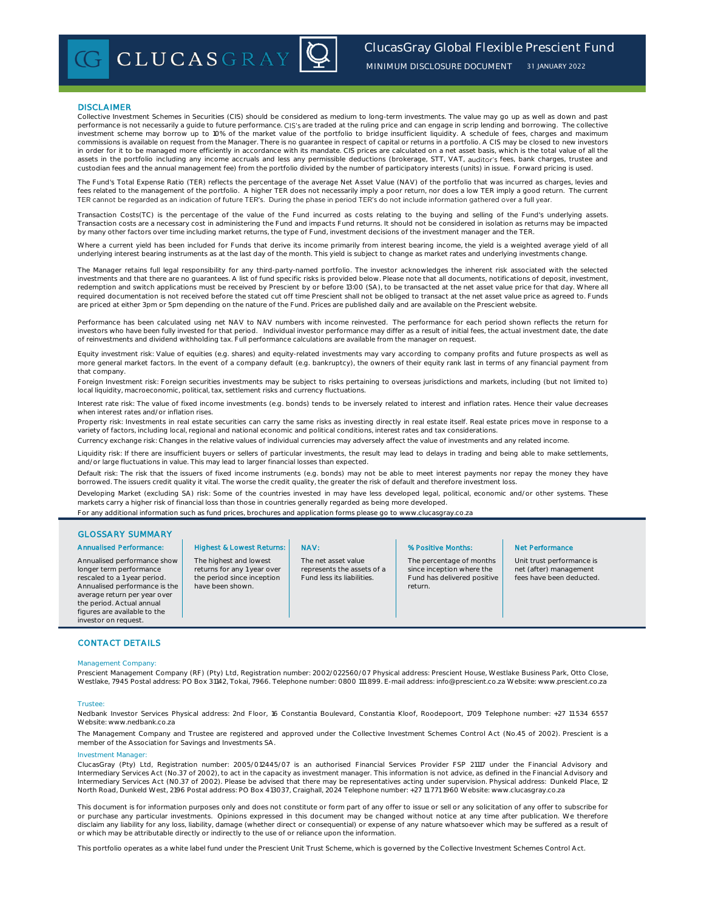# ClucasGray Global Flexible Prescient Fund

MINIMUM DISCLOSURE DOCUMENT 31 JANUARY 2022

## DISCLAIMER

Collective Investment Schemes in Securities (CIS) should be considered as medium to long-term investments. The value may go up as well as down and past performance is not necessarily a guide to future performance. CIS's are traded at the ruling price and can engage in scrip lending and borrowing. The collective investment scheme may borrow up to 10% of the market value of the portfolio to bridge insufficient liquidity. A schedule of fees, charges and maximum commissions is available on request from the Manager. There is no guarantee in respect of capital or returns in a portfolio. A CIS may be closed to new investors in order for it to be managed more efficiently in accordance with its mandate. CIS prices are calculated on a net asset basis, which is the total value of all the assets in the portfolio including any income accruals and less any permissible deductions (brokerage, STT, VAT, auditor's fees, bank charges, trustee and custodian fees and the annual management fee) from the portfolio divided by the number of participatory interests (units) in issue. Forward pricing is used.

The Fund's Total Expense Ratio (TER) reflects the percentage of the average Net Asset Value (NAV) of the portfolio that was incurred as charges, levies and fees related to the management of the portfolio. A higher TER does not necessarily imply a poor return, nor does a low TER imply a good return. The current TER cannot be regarded as an indication of future TER's. During the phase in period TER's do not include information gathered over a full year.

Transaction Costs(TC) is the percentage of the value of the Fund incurred as costs relating to the buying and selling of the Fund's underlying assets. Transaction costs are a necessary cost in administering the Fund and impacts Fund returns. It should not be considered in isolation as returns may be impacted by many other factors over time including market returns, the type of Fund, investment decisions of the investment manager and the TER.

Where a current yield has been included for Funds that derive its income primarily from interest bearing income, the yield is a weighted average yield of all underlying interest bearing instruments as at the last day of the month. This yield is subject to change as market rates and underlying investments change.

The Manager retains full legal responsibility for any third-party-named portfolio. The investor acknowledges the inherent risk associated with the selected investments and that there are no guarantees. A list of fund specific risks is provided below. Please note that all documents, notifications of deposit, investment, redemption and switch applications must be received by Prescient by or before 13:00 (SA), to be transacted at the net asset value price for that day. Where all required documentation is not received before the stated cut off time Prescient shall not be obliged to transact at the net asset value price as agreed to. Funds are priced at either 3pm or 5pm depending on the nature of the Fund. Prices are published daily and are available on the Prescient website.

Performance has been calculated using net NAV to NAV numbers with income reinvested. The performance for each period shown reflects the return for investors who have been fully invested for that period. Individual investor performance may differ as a result of initial fees, the actual investment date, the date of reinvestments and dividend withholding tax. Full performance calculations are available from the manager on request.

Equity investment risk: Value of equities (e.g. shares) and equity-related investments may vary according to company profits and future prospects as well as more general market factors. In the event of a company default (e.g. bankruptcy), the owners of their equity rank last in terms of any financial payment from that company.

Foreign Investment risk: Foreign securities investments may be subject to risks pertaining to overseas jurisdictions and markets, including (but not limited to) local liquidity, macroeconomic, political, tax, settlement risks and currency fluctuations.

Interest rate risk: The value of fixed income investments (e.g. bonds) tends to be inversely related to interest and inflation rates. Hence their value decreases when interest rates and/or inflation rises.

Property risk: Investments in real estate securities can carry the same risks as investing directly in real estate itself. Real estate prices move in response to a variety of factors, including local, regional and national economic and political conditions, interest rates and tax considerations.

Currency exchange risk: Changes in the relative values of individual currencies may adversely affect the value of investments and any related income.

Liquidity risk: If there are insufficient buyers or sellers of particular investments, the result may lead to delays in trading and being able to make settlements, and/or large fluctuations in value. This may lead to larger financial losses than expected.

Default risk: The risk that the issuers of fixed income instruments (e.g. bonds) may not be able to meet interest payments nor repay the money they have borrowed. The issuers credit quality it vital. The worse the credit quality, the greater the risk of default and therefore investment loss.

Developing Market (excluding SA) risk: Some of the countries invested in may have less developed legal, political, economic and/or other systems. These markets carry a higher risk of financial loss than those in countries generally regarded as being more developed.

For any additional information such as fund prices, brochures and application forms please go to www.clucasgray.co.za

## GLOSSARY SUMMARY

**Annualised Performance:** Annualised performance show longer term performance rescaled to a 1 year period. Annualised performance is the average return per year over the period. Actual annual figures are available to the investor on request.

**Highest & Lowest Returns:** The highest and lowest returns for any 1 year over the period since inception have been shown.

**NAV:** The net asset value represents the assets of a Fund less its liabilities.

**% Positive Months:** The percentage of months since inception where the Fund has delivered positive return.

**Net Performance** Unit trust performance is net (after) management fees have been deducted.

## CONTACT DETAILS

**Management Company:**

Prescient Management Company (RF) (Pty) Ltd, Registration number: 2002/022560/07 Physical address: Prescient House, Westlake Business Park, Otto Close, Westlake, 7945 Postal address: PO Box 31142, Tokai, 7966. Telephone number: 0800 111 899. E-mail address: info@prescient.co.za Website: www.prescient.co.za

**Trustee:**

Nedbank Investor Services Physical address: 2nd Floor, 16 Constantia Boulevard, Constantia Kloof, Roodepoort, 1709 Telephone number: +27 11 534 6557 Website: www.nedbank.co.za

The Management Company and Trustee are registered and approved under the Collective Investment Schemes Control Act (No.45 of 2002). Prescient is a member of the Association for Savings and Investments SA.

**Investment Manager:**

ClucasGray (Pty) Ltd, Registration number: 2005/012445/07 is an authorised Financial Services Provider FSP 21117 under the Financial Advisory and Intermediary Services Act (No.37 of 2002), to act in the capacity as investment manager. This information is not advice, as defined in the Financial Advisory and Intermediary Services Act (N0.37 of 2002). Please be advised that there may be representatives acting under supervision. Physical address: Dunkeld Place, 12 North Road, Dunkeld West, 2196 Postal address: PO Box 413037, Craighall, 2024 Telephone number: +27 11 771 1960 Website: www.clucasgray.co.za

This document is for information purposes only and does not constitute or form part of any offer to issue or sell or any solicitation of any offer to subscribe for or purchase any particular investments. Opinions expressed in this document may be changed without notice at any time after publication. We therefore disclaim any liability for any loss, liability, damage (whether direct or consequential) or expense of any nature whatsoever which may be suffered as a result of or which may be attributable directly or indirectly to the use of or reliance upon the information.

This portfolio operates as a white label fund under the Prescient Unit Trust Scheme, which is governed by the Collective Investment Schemes Control Act.